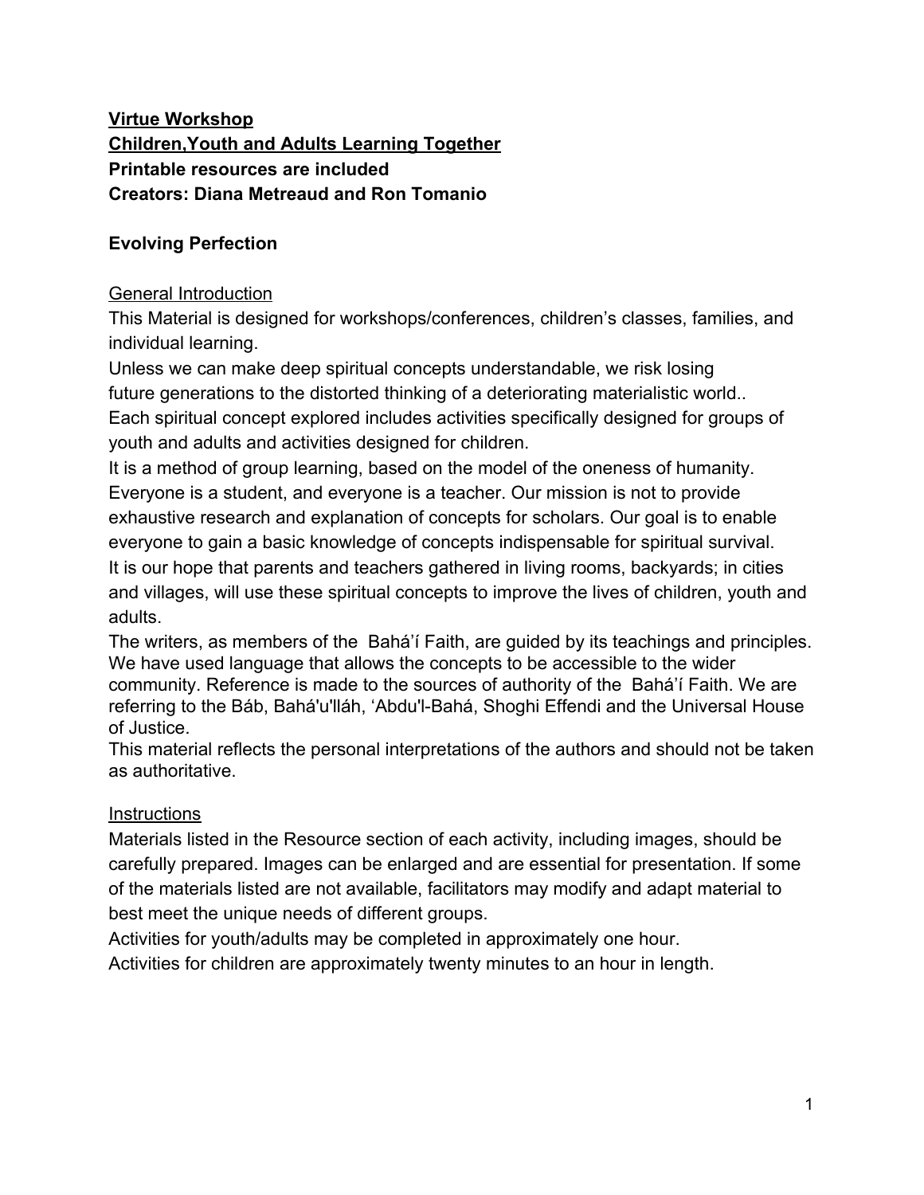**<u>Virtue Workshop</u>**
**<u>Children,Youth and Adults Learning Together</u>**
**Printable resources are included**
**Creators: Diana Metreaud and Ron Tomanio**

**Evolving Perfection**

<u>General Introduction</u>

This Material is designed for workshops/conferences, children's classes, families, and individual learning.

Unless we can make deep spiritual concepts understandable, we risk losing future generations to the distorted thinking of a deteriorating materialistic world..

Each spiritual concept explored includes activities specifically designed for groups of youth and adults and activities designed for children.

It is a method of group learning, based on the model of the oneness of humanity. Everyone is a student, and everyone is a teacher. Our mission is not to provide exhaustive research and explanation of concepts for scholars. Our goal is to enable everyone to gain a basic knowledge of concepts indispensable for spiritual survival.

It is our hope that parents and teachers gathered in living rooms, backyards; in cities and villages, will use these spiritual concepts to improve the lives of children, youth and adults.

The writers, as members of the Bahá'í Faith, are guided by its teachings and principles. We have used language that allows the concepts to be accessible to the wider community. Reference is made to the sources of authority of the Bahá'í Faith. We are referring to the Báb, Bahá'u'lláh, 'Abdu'l-Bahá, Shoghi Effendi and the Universal House of Justice.

This material reflects the personal interpretations of the authors and should not be taken as authoritative.

<u>Instructions</u>

Materials listed in the Resource section of each activity, including images, should be carefully prepared. Images can be enlarged and are essential for presentation. If some of the materials listed are not available, facilitators may modify and adapt material to best meet the unique needs of different groups.

Activities for youth/adults may be completed in approximately one hour.

Activities for children are approximately twenty minutes to an hour in length.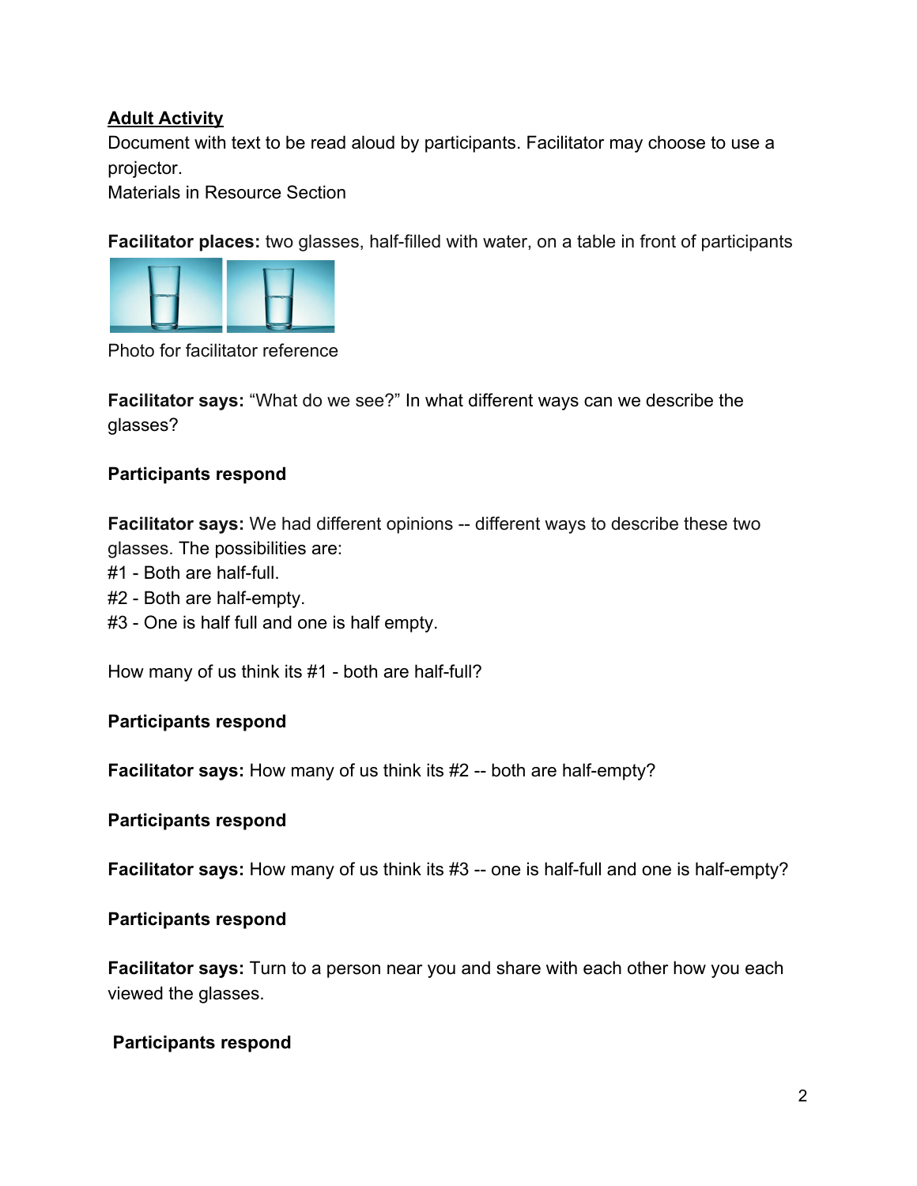**Adult Activity**

Document with text to be read aloud by participants. Facilitator may choose to use a projector.
Materials in Resource Section

**Facilitator places:** two glasses, half-filled with water, on a table in front of participants

Photo for facilitator reference

**Facilitator says:** "What do we see?" In what different ways can we describe the glasses?

**Participants respond**

**Facilitator says:** We had different opinions -- different ways to describe these two glasses. The possibilities are:
#1 - Both are half-full.
#2 - Both are half-empty.
#3 - One is half full and one is half empty.

How many of us think its #1 - both are half-full?

**Participants respond**

**Facilitator says:** How many of us think its #2 -- both are half-empty?

**Participants respond**

**Facilitator says:** How many of us think its #3 -- one is half-full and one is half-empty?

**Participants respond**

**Facilitator says:** Turn to a person near you and share with each other how you each viewed the glasses.

**Participants respond**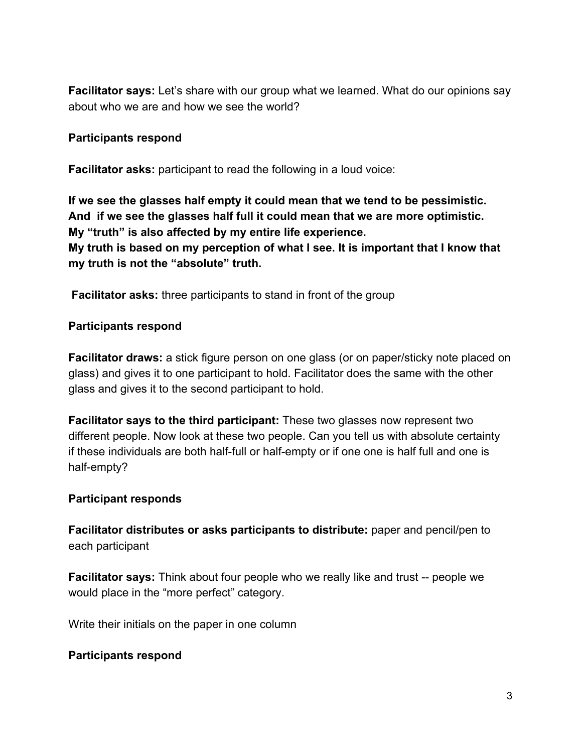**Facilitator says:** Let's share with our group what we learned. What do our opinions say about who we are and how we see the world?

**Participants respond**

**Facilitator asks:** participant to read the following in a loud voice:

**If we see the glasses half empty it could mean that we tend to be pessimistic. And if we see the glasses half full it could mean that we are more optimistic. My "truth" is also affected by my entire life experience. My truth is based on my perception of what I see. It is important that I know that my truth is not the "absolute" truth.**

**Facilitator asks:** three participants to stand in front of the group

**Participants respond**

**Facilitator draws:** a stick figure person on one glass (or on paper/sticky note placed on glass) and gives it to one participant to hold. Facilitator does the same with the other glass and gives it to the second participant to hold.

**Facilitator says to the third participant:** These two glasses now represent two different people. Now look at these two people. Can you tell us with absolute certainty if these individuals are both half-full or half-empty or if one one is half full and one is half-empty?

**Participant responds**

**Facilitator distributes or asks participants to distribute:** paper and pencil/pen to each participant

**Facilitator says:** Think about four people who we really like and trust -- people we would place in the "more perfect" category.

Write their initials on the paper in one column

**Participants respond**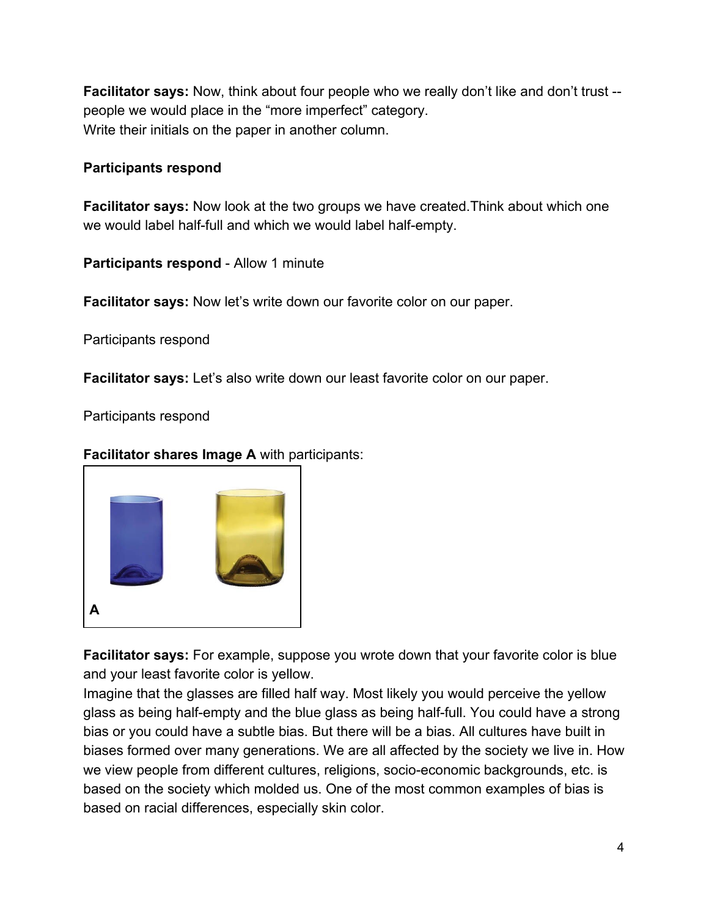**Facilitator says:** Now, think about four people who we really don't like and don't trust -- people we would place in the "more imperfect" category.
Write their initials on the paper in another column.

**Participants respond**

**Facilitator says:** Now look at the two groups we have created.Think about which one we would label half-full and which we would label half-empty.

**Participants respond** - Allow 1 minute

**Facilitator says:** Now let's write down our favorite color on our paper.

Participants respond

**Facilitator says:** Let's also write down our least favorite color on our paper.

Participants respond

**Facilitator shares Image A** with participants:

A

**Facilitator says:** For example, suppose you wrote down that your favorite color is blue and your least favorite color is yellow.
Imagine that the glasses are filled half way. Most likely you would perceive the yellow glass as being half-empty and the blue glass as being half-full. You could have a strong bias or you could have a subtle bias. But there will be a bias. All cultures have built in biases formed over many generations. We are all affected by the society we live in. How we view people from different cultures, religions, socio-economic backgrounds, etc. is based on the society which molded us. One of the most common examples of bias is based on racial differences, especially skin color.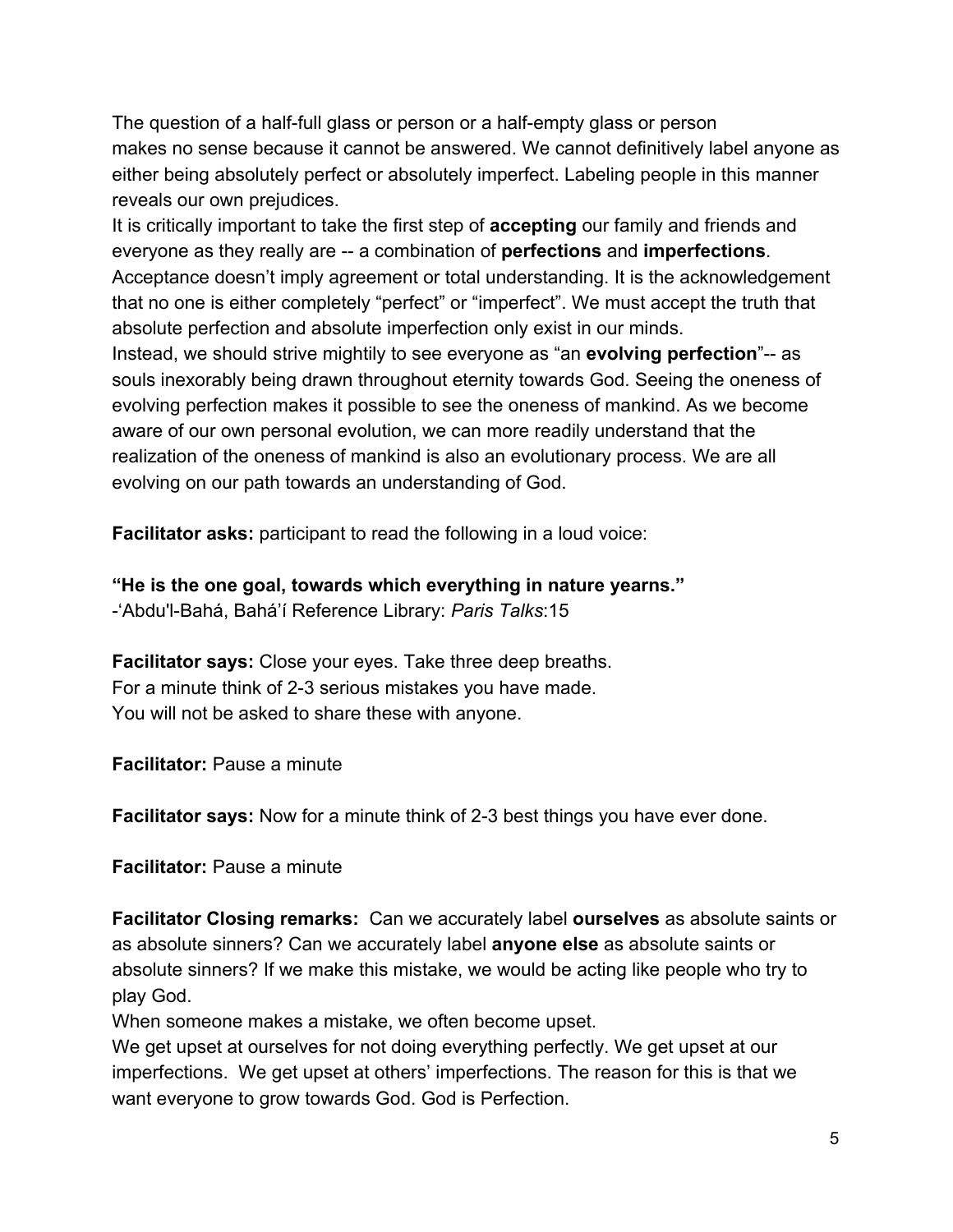The question of a half-full glass or person or a half-empty glass or person makes no sense because it cannot be answered. We cannot definitively label anyone as either being absolutely perfect or absolutely imperfect. Labeling people in this manner reveals our own prejudices.

It is critically important to take the first step of **accepting** our family and friends and everyone as they really are -- a combination of **perfections** and **imperfections**. Acceptance doesn't imply agreement or total understanding. It is the acknowledgement that no one is either completely "perfect" or "imperfect". We must accept the truth that absolute perfection and absolute imperfection only exist in our minds.

Instead, we should strive mightily to see everyone as "an **evolving perfection**"-- as souls inexorably being drawn throughout eternity towards God. Seeing the oneness of evolving perfection makes it possible to see the oneness of mankind. As we become aware of our own personal evolution, we can more readily understand that the realization of the oneness of mankind is also an evolutionary process. We are all evolving on our path towards an understanding of God.

**Facilitator asks:** participant to read the following in a loud voice:

**"He is the one goal, towards which everything in nature yearns."**
-'Abdu'l-Bahá, Bahá'í Reference Library: *Paris Talks*:15

**Facilitator says:** Close your eyes. Take three deep breaths.
For a minute think of 2-3 serious mistakes you have made.
You will not be asked to share these with anyone.

**Facilitator:** Pause a minute

**Facilitator says:** Now for a minute think of 2-3 best things you have ever done.

**Facilitator:** Pause a minute

**Facilitator Closing remarks:** Can we accurately label **ourselves** as absolute saints or as absolute sinners? Can we accurately label **anyone else** as absolute saints or absolute sinners? If we make this mistake, we would be acting like people who try to play God.

When someone makes a mistake, we often become upset.

We get upset at ourselves for not doing everything perfectly. We get upset at our imperfections. We get upset at others' imperfections. The reason for this is that we want everyone to grow towards God. God is Perfection.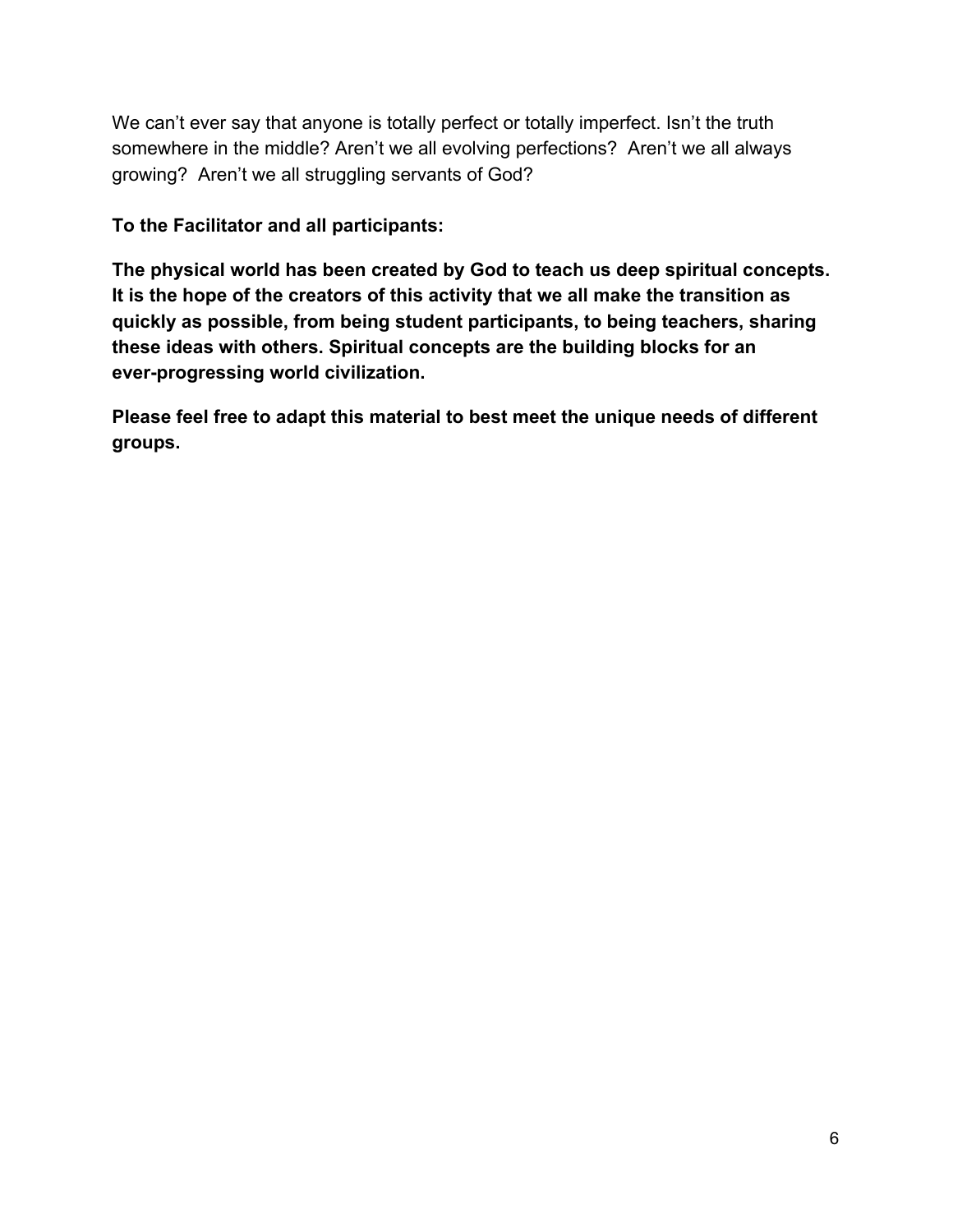We can't ever say that anyone is totally perfect or totally imperfect. Isn't the truth somewhere in the middle? Aren't we all evolving perfections? Aren't we all always growing? Aren't we all struggling servants of God?

**To the Facilitator and all participants:**

**The physical world has been created by God to teach us deep spiritual concepts. It is the hope of the creators of this activity that we all make the transition as quickly as possible, from being student participants, to being teachers, sharing these ideas with others. Spiritual concepts are the building blocks for an ever-progressing world civilization.**

**Please feel free to adapt this material to best meet the unique needs of different groups.**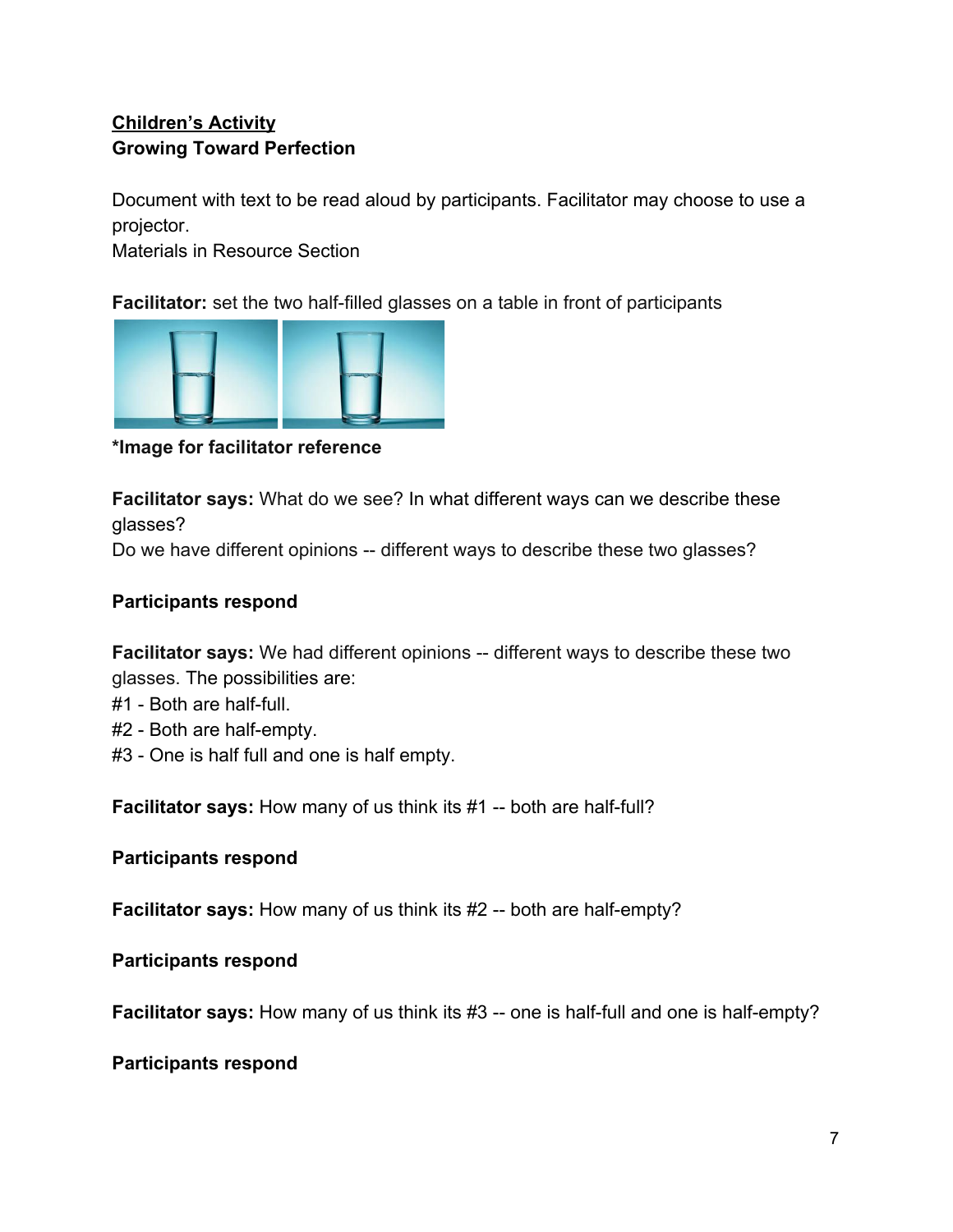**Children's Activity**

**Growing Toward Perfection**

Document with text to be read aloud by participants. Facilitator may choose to use a projector.
Materials in Resource Section

**Facilitator:** set the two half-filled glasses on a table in front of participants

**\*Image for facilitator reference**

**Facilitator says:** What do we see? In what different ways can we describe these glasses?
Do we have different opinions -- different ways to describe these two glasses?

**Participants respond**

**Facilitator says:** We had different opinions -- different ways to describe these two glasses. The possibilities are:
#1 - Both are half-full.
#2 - Both are half-empty.
#3 - One is half full and one is half empty.

**Facilitator says:** How many of us think its #1 -- both are half-full?

**Participants respond**

**Facilitator says:** How many of us think its #2 -- both are half-empty?

**Participants respond**

**Facilitator says:** How many of us think its #3 -- one is half-full and one is half-empty?

**Participants respond**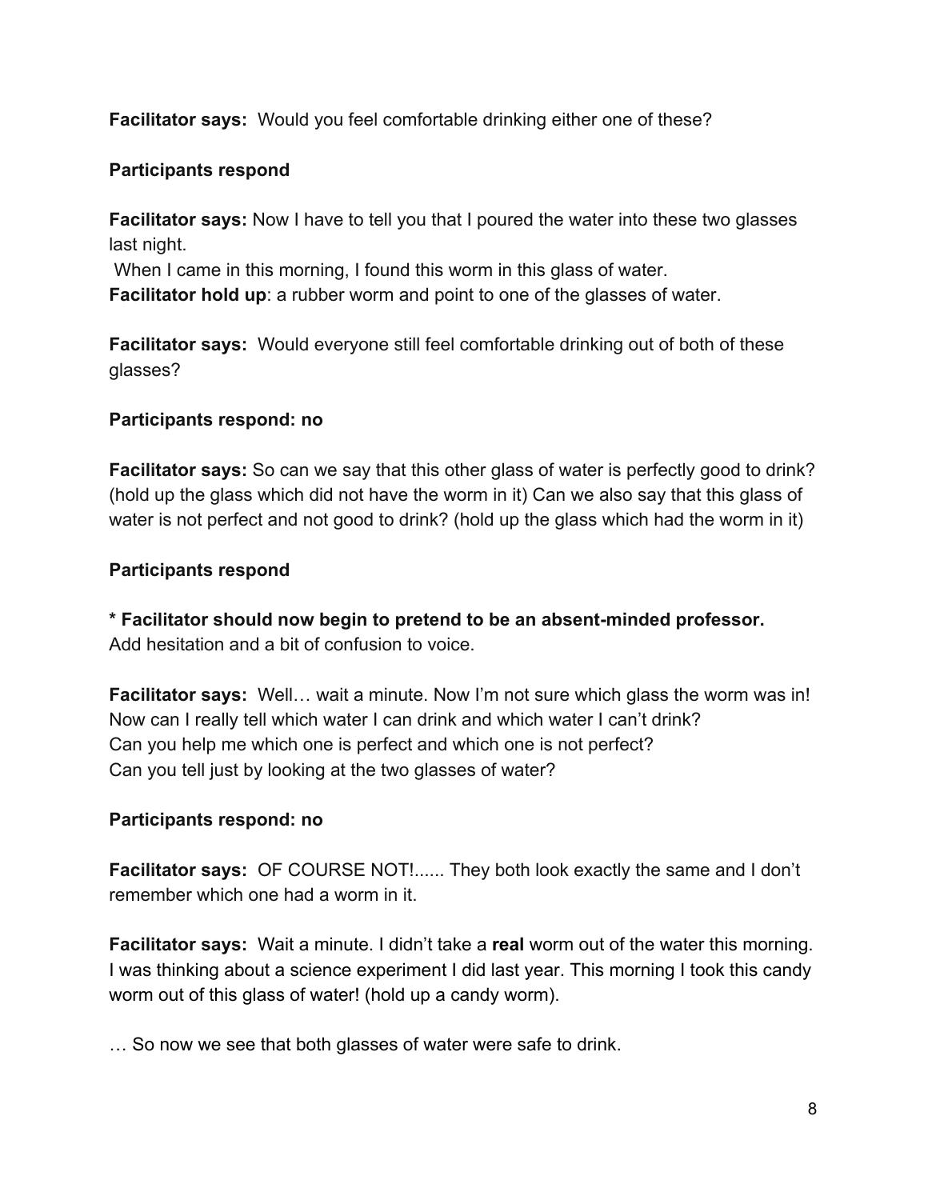**Facilitator says:** Would you feel comfortable drinking either one of these?

**Participants respond**

**Facilitator says:** Now I have to tell you that I poured the water into these two glasses last night.
When I came in this morning, I found this worm in this glass of water.
**Facilitator hold up**: a rubber worm and point to one of the glasses of water.

**Facilitator says:** Would everyone still feel comfortable drinking out of both of these glasses?

**Participants respond: no**

**Facilitator says:** So can we say that this other glass of water is perfectly good to drink? (hold up the glass which did not have the worm in it) Can we also say that this glass of water is not perfect and not good to drink? (hold up the glass which had the worm in it)

**Participants respond**

**\* Facilitator should now begin to pretend to be an absent-minded professor.**
Add hesitation and a bit of confusion to voice.

**Facilitator says:** Well… wait a minute. Now I'm not sure which glass the worm was in! Now can I really tell which water I can drink and which water I can't drink?
Can you help me which one is perfect and which one is not perfect?
Can you tell just by looking at the two glasses of water?

**Participants respond: no**

**Facilitator says:** OF COURSE NOT!...... They both look exactly the same and I don't remember which one had a worm in it.

**Facilitator says:** Wait a minute. I didn't take a **real** worm out of the water this morning. I was thinking about a science experiment I did last year. This morning I took this candy worm out of this glass of water! (hold up a candy worm).

… So now we see that both glasses of water were safe to drink.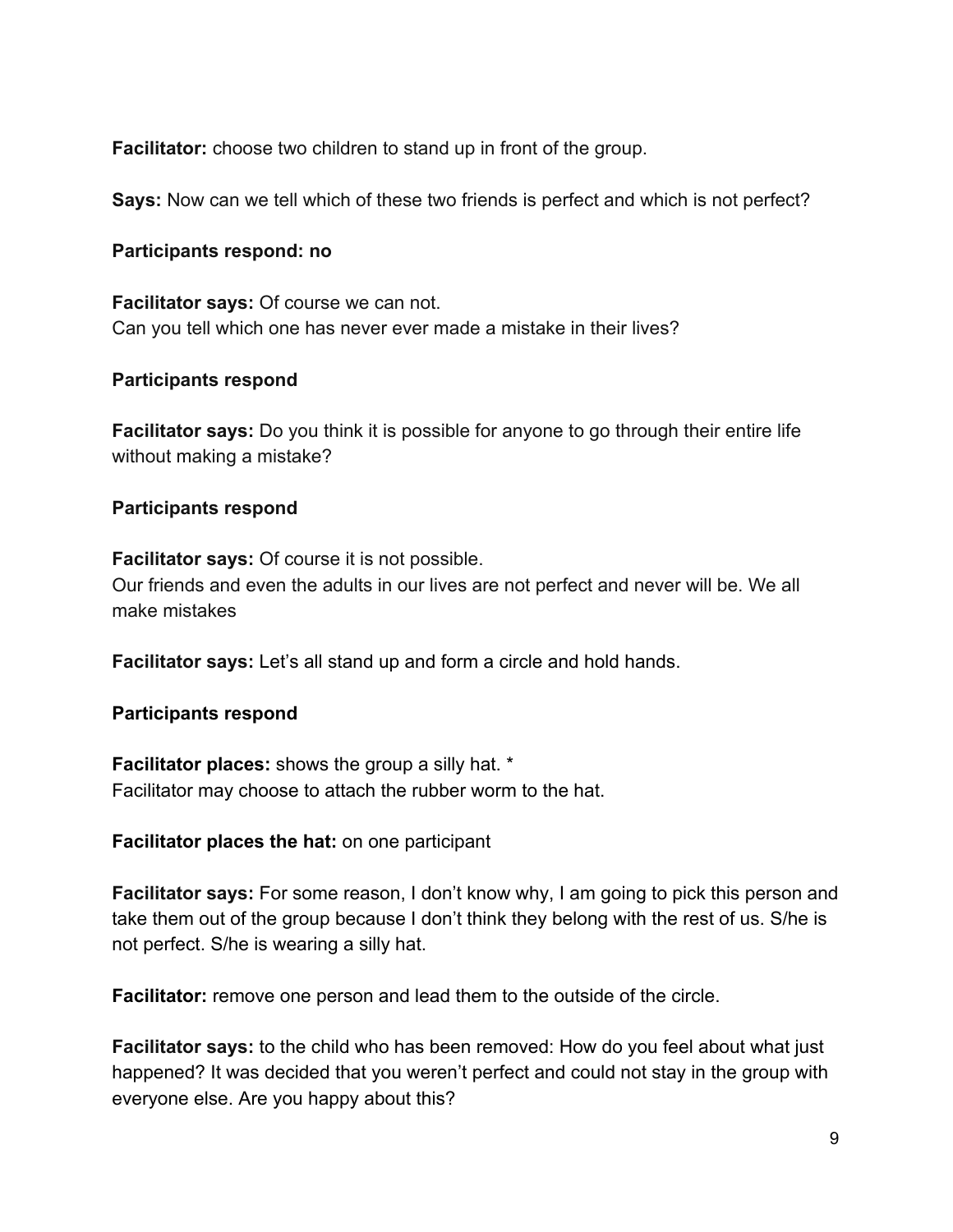**Facilitator:** choose two children to stand up in front of the group.

**Says:** Now can we tell which of these two friends is perfect and which is not perfect?

**Participants respond: no**

**Facilitator says:** Of course we can not.
Can you tell which one has never ever made a mistake in their lives?

**Participants respond**

**Facilitator says:** Do you think it is possible for anyone to go through their entire life without making a mistake?

**Participants respond**

**Facilitator says:** Of course it is not possible.
Our friends and even the adults in our lives are not perfect and never will be. We all make mistakes

**Facilitator says:** Let's all stand up and form a circle and hold hands.

**Participants respond**

**Facilitator places:** shows the group a silly hat. *
Facilitator may choose to attach the rubber worm to the hat.

**Facilitator places the hat:** on one participant

**Facilitator says:** For some reason, I don't know why, I am going to pick this person and take them out of the group because I don't think they belong with the rest of us. S/he is not perfect. S/he is wearing a silly hat.

**Facilitator:** remove one person and lead them to the outside of the circle.

**Facilitator says:** to the child who has been removed: How do you feel about what just happened? It was decided that you weren't perfect and could not stay in the group with everyone else. Are you happy about this?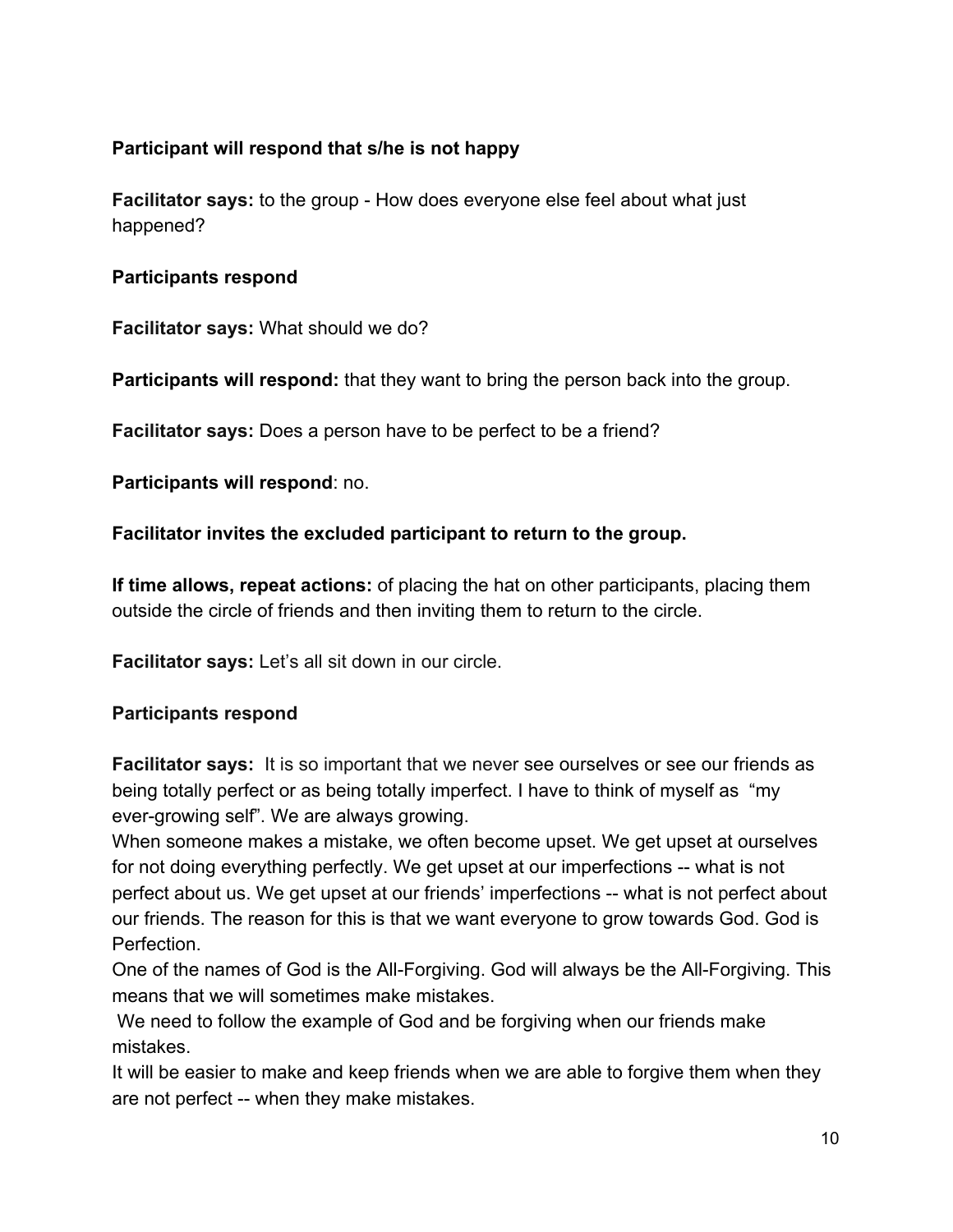**Participant will respond that s/he is not happy**

**Facilitator says:** to the group - How does everyone else feel about what just happened?

**Participants respond**

**Facilitator says:** What should we do?

**Participants will respond:** that they want to bring the person back into the group.

**Facilitator says:** Does a person have to be perfect to be a friend?

**Participants will respond**: no.

**Facilitator invites the excluded participant to return to the group.**

**If time allows, repeat actions:** of placing the hat on other participants, placing them outside the circle of friends and then inviting them to return to the circle.

**Facilitator says:** Let's all sit down in our circle.

**Participants respond**

**Facilitator says:** It is so important that we never see ourselves or see our friends as being totally perfect or as being totally imperfect. I have to think of myself as "my ever-growing self". We are always growing.
When someone makes a mistake, we often become upset. We get upset at ourselves for not doing everything perfectly. We get upset at our imperfections -- what is not perfect about us. We get upset at our friends' imperfections -- what is not perfect about our friends. The reason for this is that we want everyone to grow towards God. God is Perfection.
One of the names of God is the All-Forgiving. God will always be the All-Forgiving. This means that we will sometimes make mistakes.
We need to follow the example of God and be forgiving when our friends make mistakes.
It will be easier to make and keep friends when we are able to forgive them when they are not perfect -- when they make mistakes.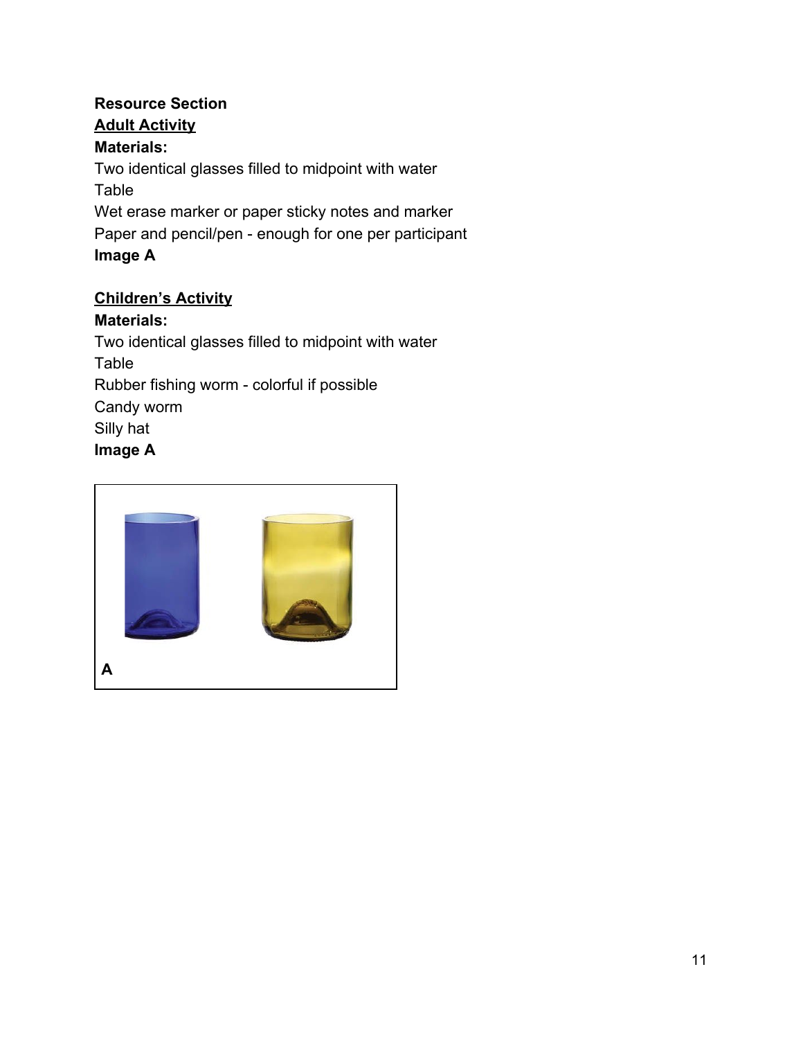**Resource Section**

**Adult Activity**

**Materials:**

Two identical glasses filled to midpoint with water
Table
Wet erase marker or paper sticky notes and marker
Paper and pencil/pen - enough for one per participant
**Image A**

**Children's Activity**

**Materials:**

Two identical glasses filled to midpoint with water
Table
Rubber fishing worm - colorful if possible
Candy worm
Silly hat
**Image A**

A